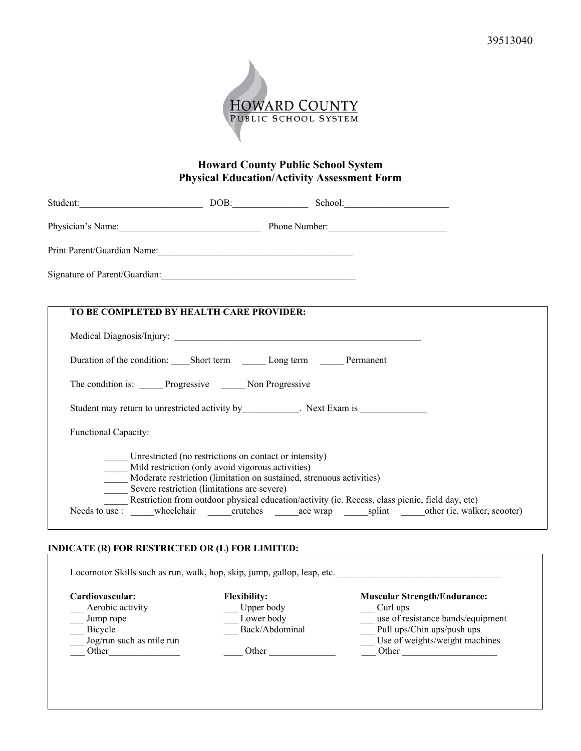39513040

HOWARD COUNTY
PUBLIC SCHOOL SYSTEM

# Howard County Public School System
## Physical Education/Activity Assessment Form

Student:__________________________ DOB:________________ School:______________________

Physician's Name:______________________________ Phone Number:_________________________

Print Parent/Guardian Name:_________________________________________

Signature of Parent/Guardian:_________________________________________

**TO BE COMPLETED BY HEALTH CARE PROVIDER:**

Medical Diagnosis/Injury: ______________________________________________________

Duration of the condition: ____Short term _____ Long term _____ Permanent

The condition is: _____ Progressive _____ Non Progressive

Student may return to unrestricted activity by____________. Next Exam is ______________

Functional Capacity:

_____ Unrestricted (no restrictions on contact or intensity)
_____ Mild restriction (only avoid vigorous activities)
_____ Moderate restriction (limitation on sustained, strenuous activities)
_____ Severe restriction (limitations are severe)
_____ Restriction from outdoor physical education/activity (ie. Recess, class picnic, field day, etc)

Needs to use : _____wheelchair _____crutches _____ace wrap _____splint _____other (ie, walker, scooter)

**INDICATE (R) FOR RESTRICTED OR (L) FOR LIMITED:**

Locomotor Skills such as run, walk, hop, skip, jump, gallop, leap, etc.___________________________________

**Cardiovascular:**
___ Aerobic activity
___ Jump rope
___ Bicycle
___ Jog/run such as mile run
___ Other_______________

**Flexibility:**
___ Upper body
___ Lower body
___ Back/Abdominal
____ Other ______________

**Muscular Strength/Endurance:**
___ Curl ups
___ use of resistance bands/equipment
___ Pull ups/Chin ups/push ups
___ Use of weights/weight machines
___ Other ____________________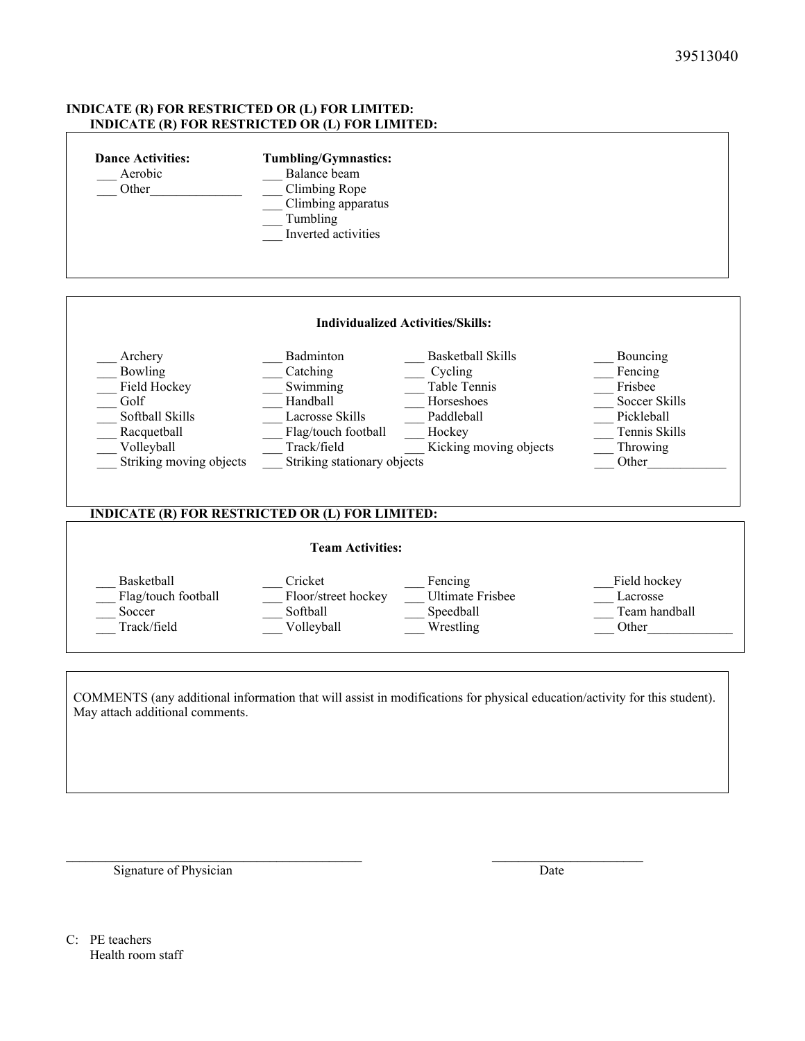39513040

**INDICATE (R) FOR RESTRICTED OR (L) FOR LIMITED:**
**INDICATE (R) FOR RESTRICTED OR (L) FOR LIMITED:**

| | |
|---|---|
| **Dance Activities:** | **Tumbling/Gymnastics:** |
| ___ Aerobic | ___ Balance beam |
| ___ Other______________ | ___ Climbing Rope |
| | ___ Climbing apparatus |
| | ___ Tumbling |
| | ___ Inverted activities |

**Individualized Activities/Skills:**

| | | | |
|---|---|---|---|
| ___ Archery | ___ Badminton | ___ Basketball Skills | ___ Bouncing |
| ___ Bowling | ___ Catching | ___ Cycling | ___ Fencing |
| ___ Field Hockey | ___ Swimming | ___ Table Tennis | ___ Frisbee |
| ___ Golf | ___ Handball | ___ Horseshoes | ___ Soccer Skills |
| ___ Softball Skills | ___ Lacrosse Skills | ___ Paddleball | ___ Pickleball |
| ___ Racquetball | ___ Flag/touch football | ___ Hockey | ___ Tennis Skills |
| ___ Volleyball | ___ Track/field | ___ Kicking moving objects | ___ Throwing |
| ___ Striking moving objects | ___ Striking stationary objects | | ___ Other____________ |

**INDICATE (R) FOR RESTRICTED OR (L) FOR LIMITED:**

**Team Activities:**

| | | | |
|---|---|---|---|
| ___ Basketball | ___ Cricket | ___ Fencing | ___Field hockey |
| ___ Flag/touch football | ___ Floor/street hockey | ___ Ultimate Frisbee | ___ Lacrosse |
| ___ Soccer | ___ Softball | ___ Speedball | ___ Team handball |
| ___ Track/field | ___ Volleyball | ___ Wrestling | ___ Other_____________ |

COMMENTS (any additional information that will assist in modifications for physical education/activity for this student). May attach additional comments.

_____________________________________________ &nbsp;&nbsp;&nbsp;&nbsp;&nbsp;&nbsp;&nbsp;&nbsp; ________________________
Signature of Physician &nbsp;&nbsp;&nbsp;&nbsp;&nbsp;&nbsp;&nbsp;&nbsp;&nbsp;&nbsp;&nbsp;&nbsp;&nbsp;&nbsp;&nbsp;&nbsp;&nbsp;&nbsp;&nbsp;&nbsp;&nbsp;&nbsp;&nbsp;&nbsp;&nbsp;&nbsp;&nbsp;&nbsp;&nbsp;&nbsp;&nbsp;&nbsp; Date

C: PE teachers
Health room staff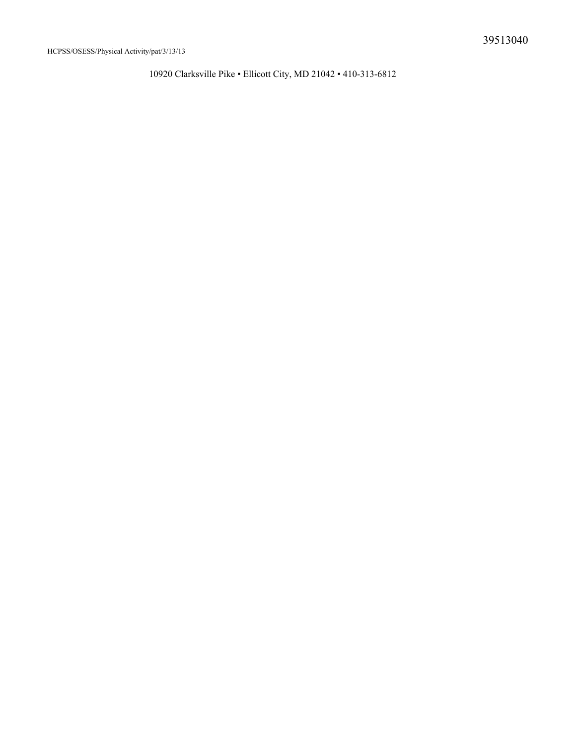39513040

HCPSS/OSESS/Physical Activity/pat/3/13/13

10920 Clarksville Pike • Ellicott City, MD 21042 • 410-313-6812